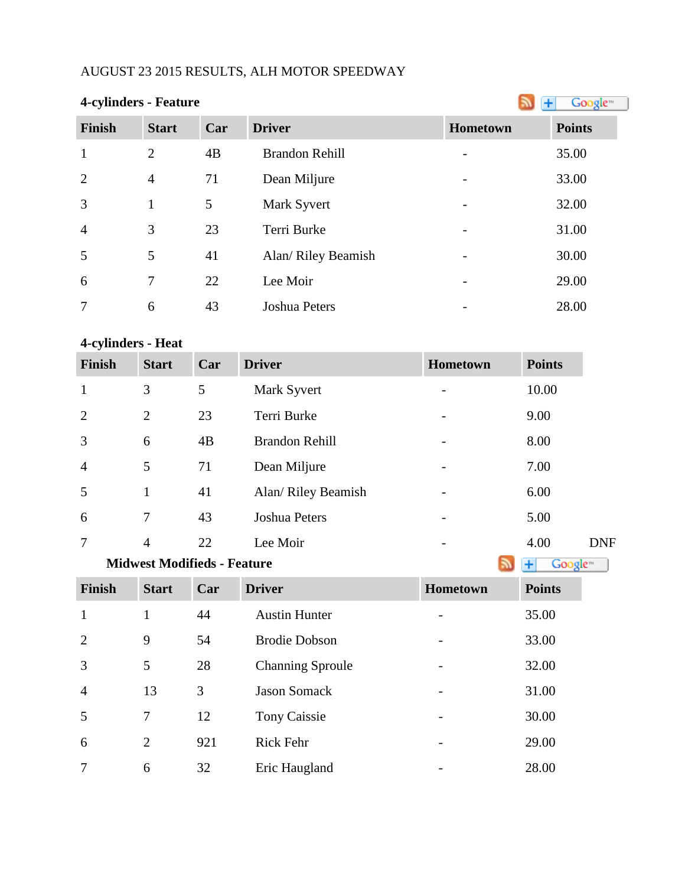AUGUST 23 2015 RESULTS, ALH MOTOR SPEEDWAY

**4-cylinders - Feature**

| Finish | Start | Car | Driver | Hometown | Points |
|---|---|---|---|---|---|
| 1 | 2 | 4B | Brandon Rehill | - | 35.00 |
| 2 | 4 | 71 | Dean Miljure | - | 33.00 |
| 3 | 1 | 5 | Mark Syvert | - | 32.00 |
| 4 | 3 | 23 | Terri Burke | - | 31.00 |
| 5 | 5 | 41 | Alan/ Riley Beamish | - | 30.00 |
| 6 | 7 | 22 | Lee Moir | - | 29.00 |
| 7 | 6 | 43 | Joshua Peters | - | 28.00 |

**4-cylinders - Heat**

| Finish | Start | Car | Driver | Hometown | Points | |
|---|---|---|---|---|---|---|
| 1 | 3 | 5 | Mark Syvert | - | 10.00 | |
| 2 | 2 | 23 | Terri Burke | - | 9.00 | |
| 3 | 6 | 4B | Brandon Rehill | - | 8.00 | |
| 4 | 5 | 71 | Dean Miljure | - | 7.00 | |
| 5 | 1 | 41 | Alan/ Riley Beamish | - | 6.00 | |
| 6 | 7 | 43 | Joshua Peters | - | 5.00 | |
| 7 | 4 | 22 | Lee Moir | - | 4.00 | DNF |

**Midwest Modifieds - Feature**

| Finish | Start | Car | Driver | Hometown | Points |
|---|---|---|---|---|---|
| 1 | 1 | 44 | Austin Hunter | - | 35.00 |
| 2 | 9 | 54 | Brodie Dobson | - | 33.00 |
| 3 | 5 | 28 | Channing Sproule | - | 32.00 |
| 4 | 13 | 3 | Jason Somack | - | 31.00 |
| 5 | 7 | 12 | Tony Caissie | - | 30.00 |
| 6 | 2 | 921 | Rick Fehr | - | 29.00 |
| 7 | 6 | 32 | Eric Haugland | - | 28.00 |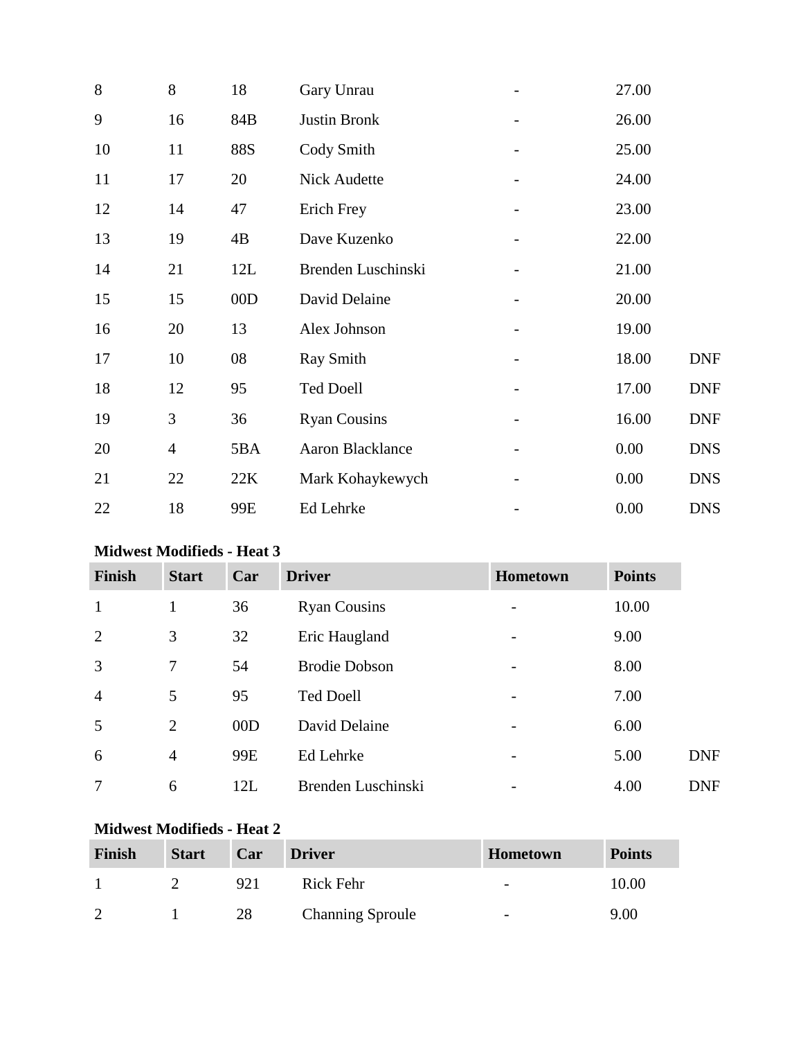| | | | | | | |
|---|---|---|---|---|---|---|
| 8 | 8 | 18 | Gary Unrau | - | 27.00 | |
| 9 | 16 | 84B | Justin Bronk | - | 26.00 | |
| 10 | 11 | 88S | Cody Smith | - | 25.00 | |
| 11 | 17 | 20 | Nick Audette | - | 24.00 | |
| 12 | 14 | 47 | Erich Frey | - | 23.00 | |
| 13 | 19 | 4B | Dave Kuzenko | - | 22.00 | |
| 14 | 21 | 12L | Brenden Luschinski | - | 21.00 | |
| 15 | 15 | 00D | David Delaine | - | 20.00 | |
| 16 | 20 | 13 | Alex Johnson | - | 19.00 | |
| 17 | 10 | 08 | Ray Smith | - | 18.00 | DNF |
| 18 | 12 | 95 | Ted Doell | - | 17.00 | DNF |
| 19 | 3 | 36 | Ryan Cousins | - | 16.00 | DNF |
| 20 | 4 | 5BA | Aaron Blacklance | - | 0.00 | DNS |
| 21 | 22 | 22K | Mark Kohaykewych | - | 0.00 | DNS |
| 22 | 18 | 99E | Ed Lehrke | - | 0.00 | DNS |

**Midwest Modifieds - Heat 3**

| Finish | Start | Car | Driver | Hometown | Points | |
|---|---|---|---|---|---|---|
| 1 | 1 | 36 | Ryan Cousins | - | 10.00 | |
| 2 | 3 | 32 | Eric Haugland | - | 9.00 | |
| 3 | 7 | 54 | Brodie Dobson | - | 8.00 | |
| 4 | 5 | 95 | Ted Doell | - | 7.00 | |
| 5 | 2 | 00D | David Delaine | - | 6.00 | |
| 6 | 4 | 99E | Ed Lehrke | - | 5.00 | DNF |
| 7 | 6 | 12L | Brenden Luschinski | - | 4.00 | DNF |

**Midwest Modifieds - Heat 2**

| Finish | Start | Car | Driver | Hometown | Points |
|---|---|---|---|---|---|
| 1 | 2 | 921 | Rick Fehr | - | 10.00 |
| 2 | 1 | 28 | Channing Sproule | - | 9.00 |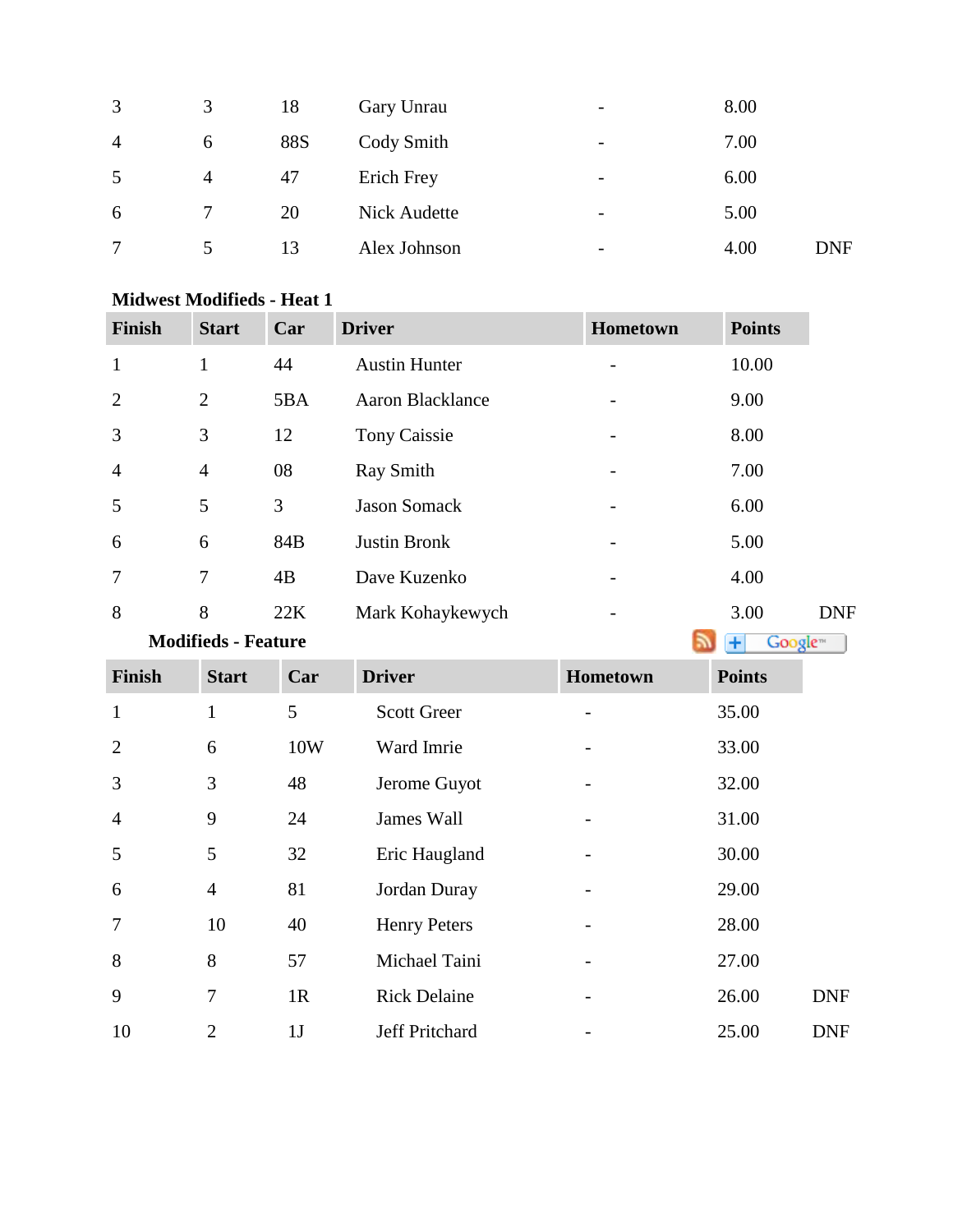| | | | | | | |
|---|---|---|---|---|---|---|
| 3 | 3 | 18 | Gary Unrau | - | 8.00 | |
| 4 | 6 | 88S | Cody Smith | - | 7.00 | |
| 5 | 4 | 47 | Erich Frey | - | 6.00 | |
| 6 | 7 | 20 | Nick Audette | - | 5.00 | |
| 7 | 5 | 13 | Alex Johnson | - | 4.00 | DNF |

**Midwest Modifieds - Heat 1**

| Finish | Start | Car | Driver | Hometown | Points | |
|---|---|---|---|---|---|---|
| 1 | 1 | 44 | Austin Hunter | - | 10.00 | |
| 2 | 2 | 5BA | Aaron Blacklance | - | 9.00 | |
| 3 | 3 | 12 | Tony Caissie | - | 8.00 | |
| 4 | 4 | 08 | Ray Smith | - | 7.00 | |
| 5 | 5 | 3 | Jason Somack | - | 6.00 | |
| 6 | 6 | 84B | Justin Bronk | - | 5.00 | |
| 7 | 7 | 4B | Dave Kuzenko | - | 4.00 | |
| 8 | 8 | 22K | Mark Kohaykewych | - | 3.00 | DNF |

**Modifieds - Feature**

| Finish | Start | Car | Driver | Hometown | Points | |
|---|---|---|---|---|---|---|
| 1 | 1 | 5 | Scott Greer | - | 35.00 | |
| 2 | 6 | 10W | Ward Imrie | - | 33.00 | |
| 3 | 3 | 48 | Jerome Guyot | - | 32.00 | |
| 4 | 9 | 24 | James Wall | - | 31.00 | |
| 5 | 5 | 32 | Eric Haugland | - | 30.00 | |
| 6 | 4 | 81 | Jordan Duray | - | 29.00 | |
| 7 | 10 | 40 | Henry Peters | - | 28.00 | |
| 8 | 8 | 57 | Michael Taini | - | 27.00 | |
| 9 | 7 | 1R | Rick Delaine | - | 26.00 | DNF |
| 10 | 2 | 1J | Jeff Pritchard | - | 25.00 | DNF |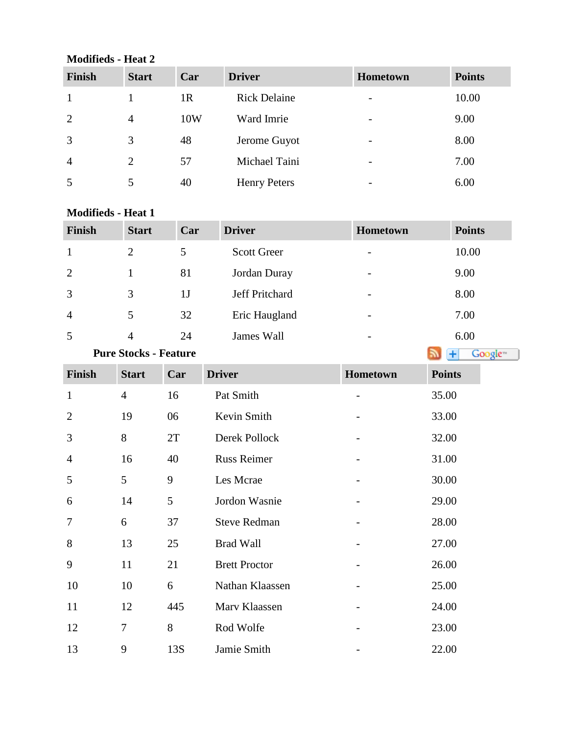**Modifieds - Heat 2**

| Finish | Start | Car | Driver | Hometown | Points |
|---|---|---|---|---|---|
| 1 | 1 | 1R | Rick Delaine | - | 10.00 |
| 2 | 4 | 10W | Ward Imrie | - | 9.00 |
| 3 | 3 | 48 | Jerome Guyot | - | 8.00 |
| 4 | 2 | 57 | Michael Taini | - | 7.00 |
| 5 | 5 | 40 | Henry Peters | - | 6.00 |

**Modifieds - Heat 1**

| Finish | Start | Car | Driver | Hometown | Points |
|---|---|---|---|---|---|
| 1 | 2 | 5 | Scott Greer | - | 10.00 |
| 2 | 1 | 81 | Jordan Duray | - | 9.00 |
| 3 | 3 | 1J | Jeff Pritchard | - | 8.00 |
| 4 | 5 | 32 | Eric Haugland | - | 7.00 |
| 5 | 4 | 24 | James Wall | - | 6.00 |

**Pure Stocks - Feature**

| Finish | Start | Car | Driver | Hometown | Points |
|---|---|---|---|---|---|
| 1 | 4 | 16 | Pat Smith | - | 35.00 |
| 2 | 19 | 06 | Kevin Smith | - | 33.00 |
| 3 | 8 | 2T | Derek Pollock | - | 32.00 |
| 4 | 16 | 40 | Russ Reimer | - | 31.00 |
| 5 | 5 | 9 | Les Mcrae | - | 30.00 |
| 6 | 14 | 5 | Jordon Wasnie | - | 29.00 |
| 7 | 6 | 37 | Steve Redman | - | 28.00 |
| 8 | 13 | 25 | Brad Wall | - | 27.00 |
| 9 | 11 | 21 | Brett Proctor | - | 26.00 |
| 10 | 10 | 6 | Nathan Klaassen | - | 25.00 |
| 11 | 12 | 445 | Marv Klaassen | - | 24.00 |
| 12 | 7 | 8 | Rod Wolfe | - | 23.00 |
| 13 | 9 | 13S | Jamie Smith | - | 22.00 |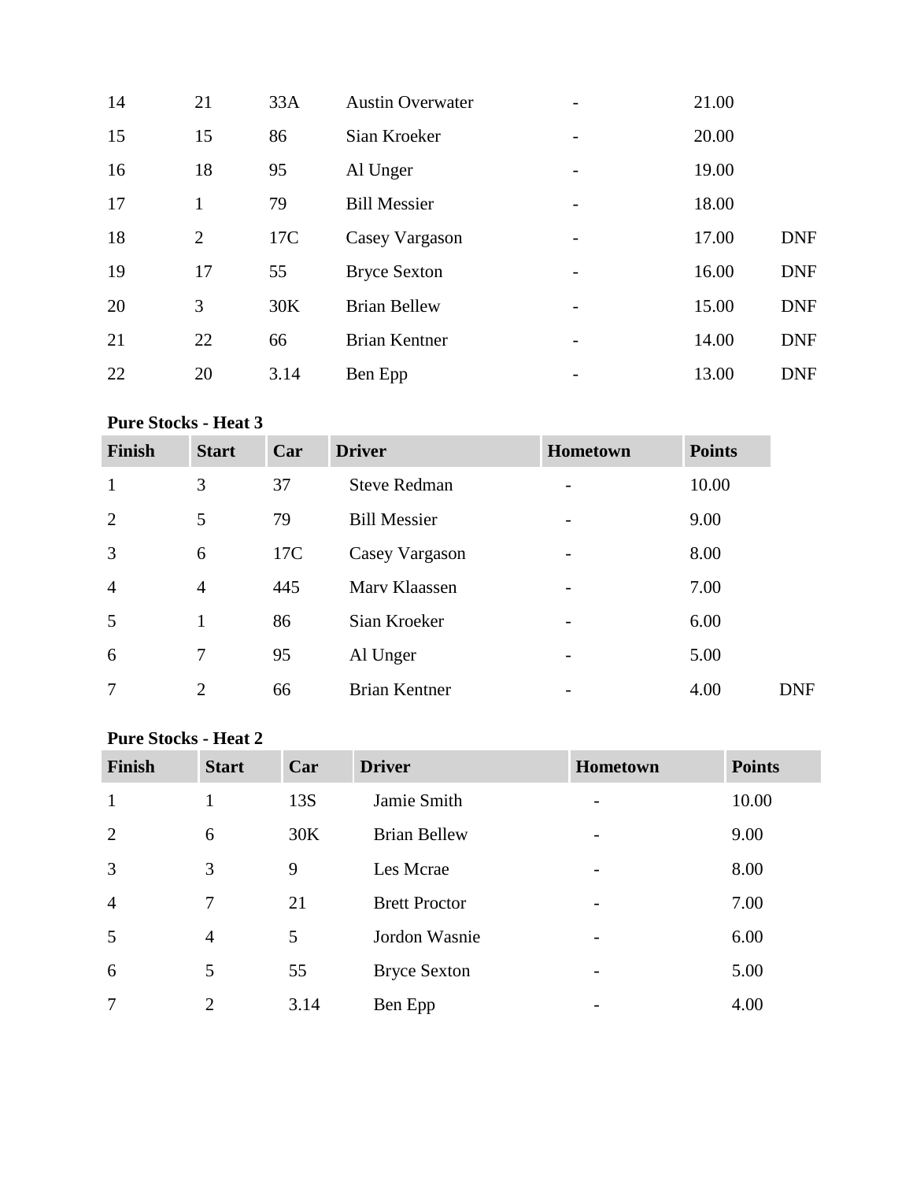| | | | | | | |
|---|---|---|---|---|---|---|
| 14 | 21 | 33A | Austin Overwater | - | 21.00 | |
| 15 | 15 | 86 | Sian Kroeker | - | 20.00 | |
| 16 | 18 | 95 | Al Unger | - | 19.00 | |
| 17 | 1 | 79 | Bill Messier | - | 18.00 | |
| 18 | 2 | 17C | Casey Vargason | - | 17.00 | DNF |
| 19 | 17 | 55 | Bryce Sexton | - | 16.00 | DNF |
| 20 | 3 | 30K | Brian Bellew | - | 15.00 | DNF |
| 21 | 22 | 66 | Brian Kentner | - | 14.00 | DNF |
| 22 | 20 | 3.14 | Ben Epp | - | 13.00 | DNF |

**Pure Stocks - Heat 3**

| Finish | Start | Car | Driver | Hometown | Points | |
|---|---|---|---|---|---|---|
| 1 | 3 | 37 | Steve Redman | - | 10.00 | |
| 2 | 5 | 79 | Bill Messier | - | 9.00 | |
| 3 | 6 | 17C | Casey Vargason | - | 8.00 | |
| 4 | 4 | 445 | Marv Klaassen | - | 7.00 | |
| 5 | 1 | 86 | Sian Kroeker | - | 6.00 | |
| 6 | 7 | 95 | Al Unger | - | 5.00 | |
| 7 | 2 | 66 | Brian Kentner | - | 4.00 | DNF |

**Pure Stocks - Heat 2**

| Finish | Start | Car | Driver | Hometown | Points |
|---|---|---|---|---|---|
| 1 | 1 | 13S | Jamie Smith | - | 10.00 |
| 2 | 6 | 30K | Brian Bellew | - | 9.00 |
| 3 | 3 | 9 | Les Mcrae | - | 8.00 |
| 4 | 7 | 21 | Brett Proctor | - | 7.00 |
| 5 | 4 | 5 | Jordon Wasnie | - | 6.00 |
| 6 | 5 | 55 | Bryce Sexton | - | 5.00 |
| 7 | 2 | 3.14 | Ben Epp | - | 4.00 |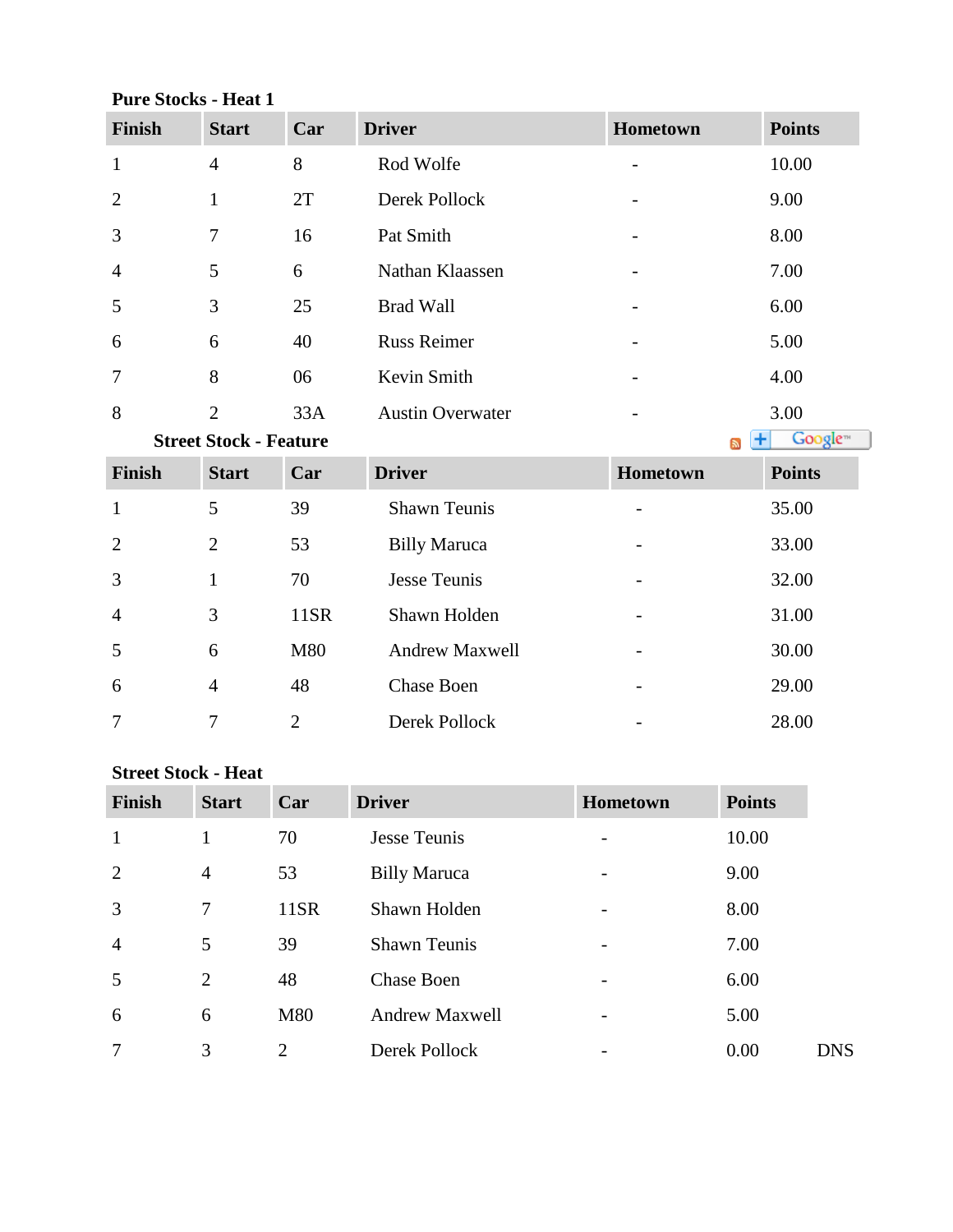**Pure Stocks - Heat 1**

| Finish | Start | Car | Driver | Hometown | Points |
|---|---|---|---|---|---|
| 1 | 4 | 8 | Rod Wolfe | - | 10.00 |
| 2 | 1 | 2T | Derek Pollock | - | 9.00 |
| 3 | 7 | 16 | Pat Smith | - | 8.00 |
| 4 | 5 | 6 | Nathan Klaassen | - | 7.00 |
| 5 | 3 | 25 | Brad Wall | - | 6.00 |
| 6 | 6 | 40 | Russ Reimer | - | 5.00 |
| 7 | 8 | 06 | Kevin Smith | - | 4.00 |
| 8 | 2 | 33A | Austin Overwater | - | 3.00 |

**Street Stock - Feature**

| Finish | Start | Car | Driver | Hometown | Points |
|---|---|---|---|---|---|
| 1 | 5 | 39 | Shawn Teunis | - | 35.00 |
| 2 | 2 | 53 | Billy Maruca | - | 33.00 |
| 3 | 1 | 70 | Jesse Teunis | - | 32.00 |
| 4 | 3 | 11SR | Shawn Holden | - | 31.00 |
| 5 | 6 | M80 | Andrew Maxwell | - | 30.00 |
| 6 | 4 | 48 | Chase Boen | - | 29.00 |
| 7 | 7 | 2 | Derek Pollock | - | 28.00 |

**Street Stock - Heat**

| Finish | Start | Car | Driver | Hometown | Points | |
|---|---|---|---|---|---|---|
| 1 | 1 | 70 | Jesse Teunis | - | 10.00 | |
| 2 | 4 | 53 | Billy Maruca | - | 9.00 | |
| 3 | 7 | 11SR | Shawn Holden | - | 8.00 | |
| 4 | 5 | 39 | Shawn Teunis | - | 7.00 | |
| 5 | 2 | 48 | Chase Boen | - | 6.00 | |
| 6 | 6 | M80 | Andrew Maxwell | - | 5.00 | |
| 7 | 3 | 2 | Derek Pollock | - | 0.00 | DNS |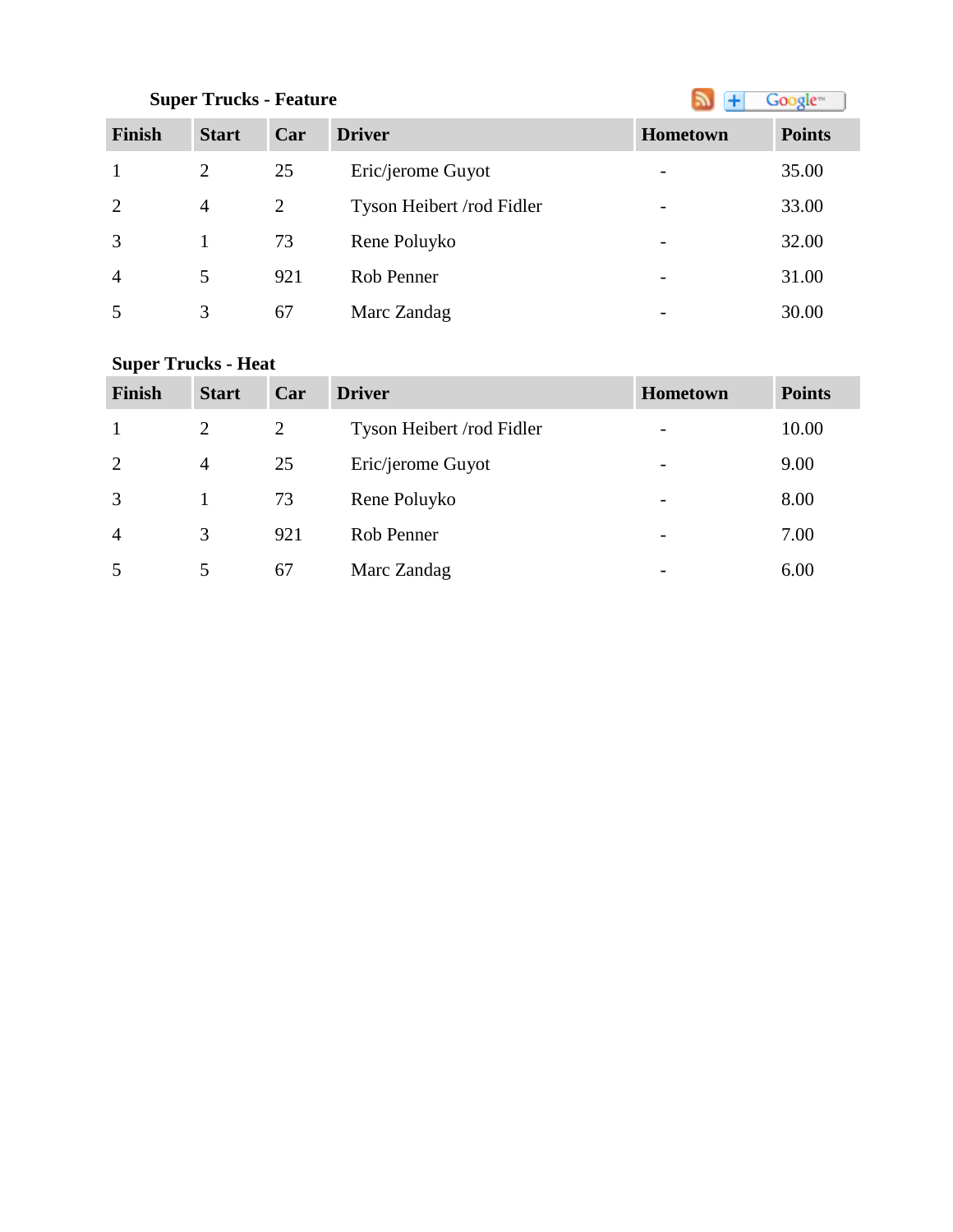**Super Trucks - Feature**

| Finish | Start | Car | Driver | Hometown | Points |
|---|---|---|---|---|---|
| 1 | 2 | 25 | Eric/jerome Guyot | - | 35.00 |
| 2 | 4 | 2 | Tyson Heibert /rod Fidler | - | 33.00 |
| 3 | 1 | 73 | Rene Poluyko | - | 32.00 |
| 4 | 5 | 921 | Rob Penner | - | 31.00 |
| 5 | 3 | 67 | Marc Zandag | - | 30.00 |

**Super Trucks - Heat**

| Finish | Start | Car | Driver | Hometown | Points |
|---|---|---|---|---|---|
| 1 | 2 | 2 | Tyson Heibert /rod Fidler | - | 10.00 |
| 2 | 4 | 25 | Eric/jerome Guyot | - | 9.00 |
| 3 | 1 | 73 | Rene Poluyko | - | 8.00 |
| 4 | 3 | 921 | Rob Penner | - | 7.00 |
| 5 | 5 | 67 | Marc Zandag | - | 6.00 |